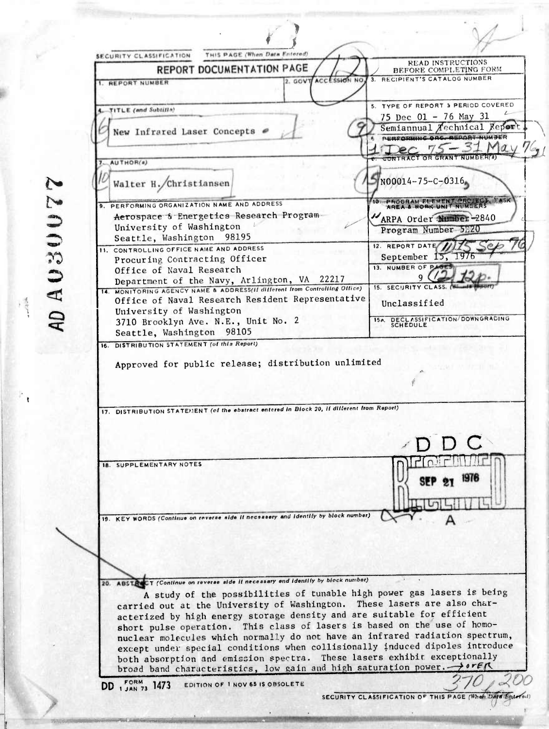AD A030077

SECURITY CLASSIFICATION OF THIS PAGE (When Data Entered)

| REPORT DOCUMENTATION PAGE | | READ INSTRUCTIONS BEFORE COMPLETING FORM |
|---|---|---|
| 1. REPORT NUMBER | 2. GOVT ACCESSION NO. | 3. RECIPIENT'S CATALOG NUMBER |
| 4. TITLE (and Subtitle) New Infrared Laser Concepts | | 5. TYPE OF REPORT & PERIOD COVERED 75 Dec 01 - 76 May 31 Semiannual Technical Report 1 Dec 75 - 31 May 76 |
| | | 6. PERFORMING ORG. REPORT NUMBER |
| 7. AUTHOR(s) Walter H. Christiansen | | 8. CONTRACT OR GRANT NUMBER(s) N00014-75-C-0316 |
| 9. PERFORMING ORGANIZATION NAME AND ADDRESS Aerospace & Energetics Research Program University of Washington Seattle, Washington 98195 | | 10. PROGRAM ELEMENT, PROJECT, TASK AREA & WORK UNIT NUMBERS ARPA Order Number-2840 Program Number 5E20 |
| 11. CONTROLLING OFFICE NAME AND ADDRESS Procuring Contracting Officer Office of Naval Research Department of the Navy, Arlington, VA 22217 | | 12. REPORT DATE September 15, 1976 |
| | | 13. NUMBER OF PAGES 9 12p. |
| 14. MONITORING AGENCY NAME & ADDRESS (if different from Controlling Office) Office of Naval Research Resident Representative University of Washington 3710 Brooklyn Ave. N.E., Unit No. 2 Seattle, Washington 98105 | | 15. SECURITY CLASS. (of this report) Unclassified |
| | | 15a. DECLASSIFICATION/DOWNGRADING SCHEDULE |

16. DISTRIBUTION STATEMENT (of this Report)

Approved for public release; distribution unlimited

17. DISTRIBUTION STATEMENT (of the abstract entered in Block 20, if different from Report)

18. SUPPLEMENTARY NOTES

DDC RECEIVED SEP 21 1976 A

19. KEY WORDS (Continue on reverse side if necessary and identify by block number)

20. ABSTRACT (Continue on reverse side if necessary and identify by block number)

A study of the possibilities of tunable high power gas lasers is being carried out at the University of Washington. These lasers are also characterized by high energy storage density and are suitable for efficient short pulse operation. This class of lasers is based on the use of homonuclear molecules which normally do not have an infrared radiation spectrum, except under special conditions when collisionally induced dipoles introduce both absorption and emission spectra. These lasers exhibit exceptionally broad band characteristics, low gain and high saturation power. → over

DD FORM 1473 (1 JAN 73) EDITION OF 1 NOV 65 IS OBSOLETE

370 200

SECURITY CLASSIFICATION OF THIS PAGE (When Data Entered)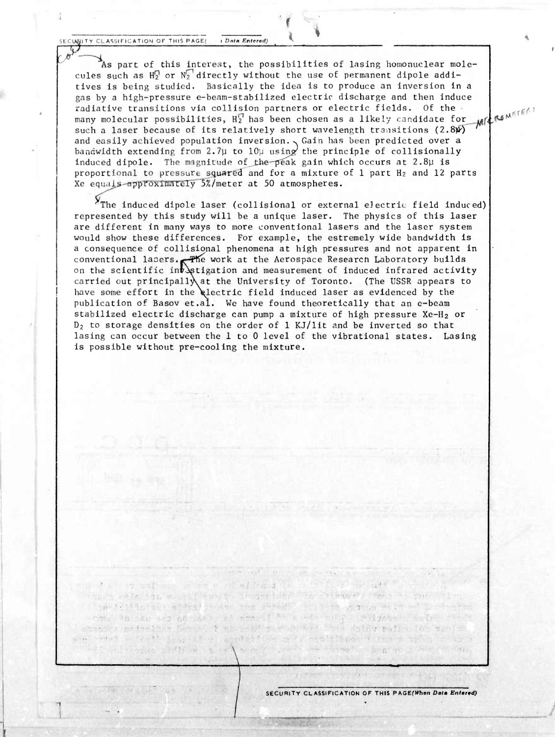As part of this interest, the possibilities of lasing homonuclear molecules such as $H_2$ or $N_2$ directly without the use of permanent dipole additives is being studied. Basically the idea is to produce an inversion in a gas by a high-pressure e-beam-stabilized electric discharge and then induce radiative transitions via collision partners or electric fields. Of the many molecular possibilities, $H_2$ has been chosen as a likely candidate for such a laser because of its relatively short wavelength transitions (2.8μ) and easily achieved population inversion. Gain has been predicted over a bandwidth extending from 2.7μ to 10μ using the principle of collisionally induced dipole. The magnitude of the peak gain which occurs at 2.8μ is proportional to pressure squared and for a mixture of 1 part $H_2$ and 12 parts Xe equals approximately 5%/meter at 50 atmospheres.

The induced dipole laser (collisional or external electric field induced) represented by this study will be a unique laser. The physics of this laser are different in many ways to more conventional lasers and the laser system would show these differences. For example, the estremely wide bandwidth is a consequence of collisional phenomena at high pressures and not apparent in conventional lasers. The work at the Aerospace Research Laboratory builds on the scientific investigation and measurement of induced infrared activity carried out principally at the University of Toronto. (The USSR appears to have some effort in the electric field induced laser as evidenced by the publication of Basov et.al. We have found theoretically that an e-beam stabilized electric discharge can pump a mixture of high pressure Xe-$H_2$ or $D_2$ to storage densities on the order of 1 KJ/lit and be inverted so that lasing can occur between the 1 to 0 level of the vibrational states. Lasing is possible without pre-cooling the mixture.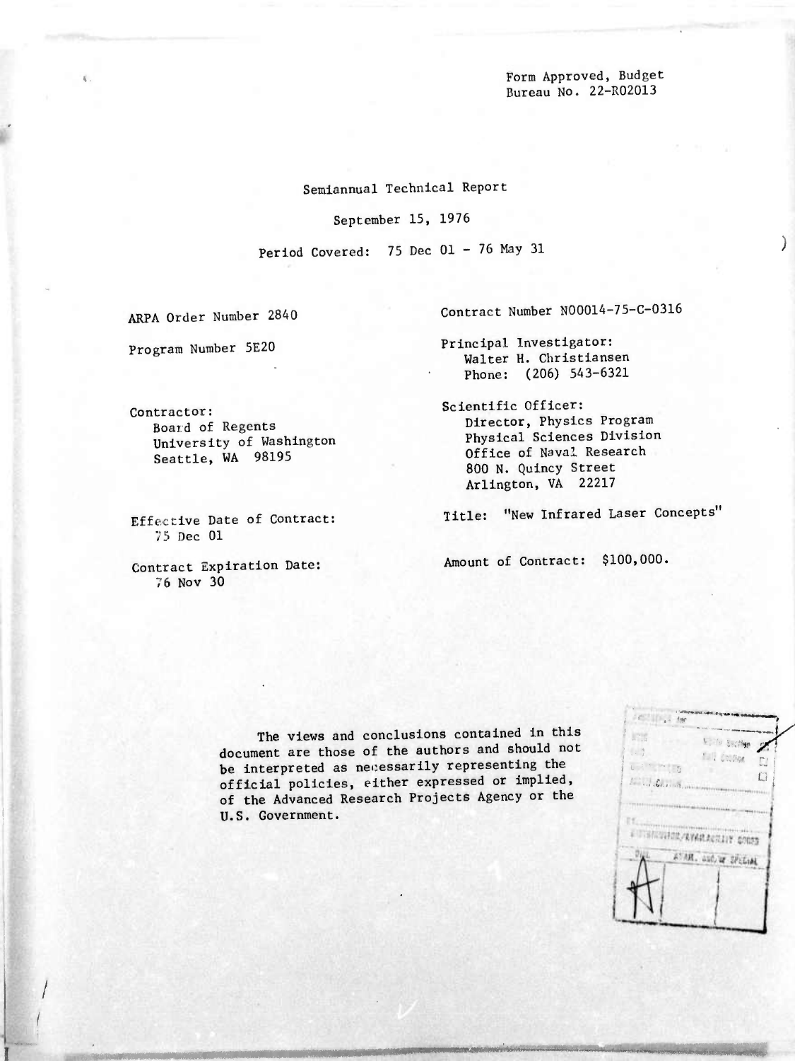Form Approved, Budget
Bureau No. 22-R02013

Semiannual Technical Report

September 15, 1976

Period Covered: 75 Dec 01 - 76 May 31

ARPA Order Number 2840

Program Number 5E20

Contractor:
Board of Regents
University of Washington
Seattle, WA 98195

Effective Date of Contract:
75 Dec 01

Contract Expiration Date:
76 Nov 30

Contract Number N00014-75-C-0316

Principal Investigator:
Walter H. Christiansen
Phone: (206) 543-6321

Scientific Officer:
Director, Physics Program
Physical Sciences Division
Office of Naval Research
800 N. Quincy Street
Arlington, VA 22217

Title: "New Infrared Laser Concepts"

Amount of Contract: $100,000.

The views and conclusions contained in this document are those of the authors and should not be interpreted as necessarily representing the official policies, either expressed or implied, of the Advanced Research Projects Agency or the U.S. Government.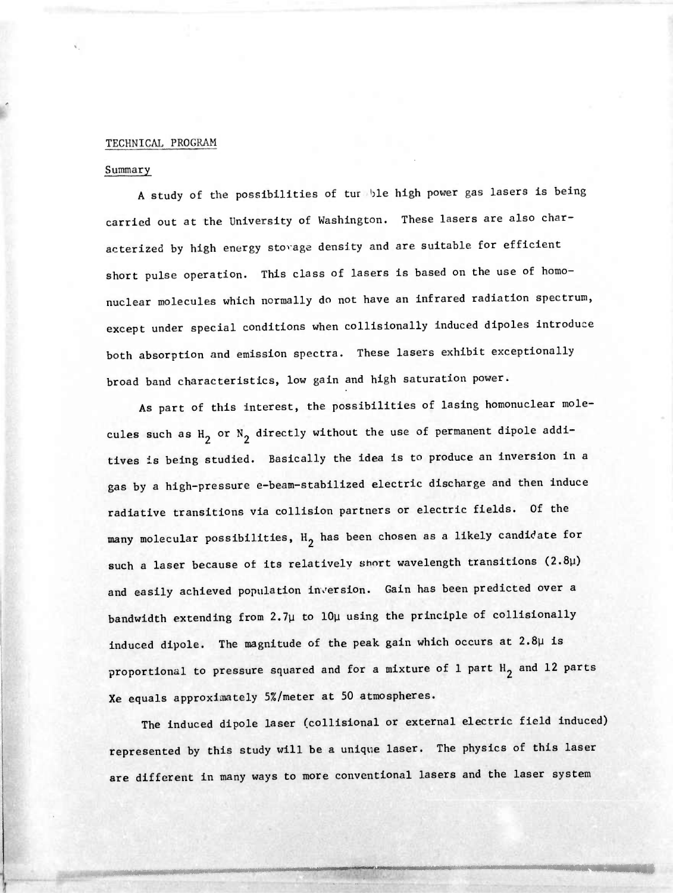## TECHNICAL PROGRAM

### Summary

A study of the possibilities of tunable high power gas lasers is being carried out at the University of Washington. These lasers are also characterized by high energy storage density and are suitable for efficient short pulse operation. This class of lasers is based on the use of homonuclear molecules which normally do not have an infrared radiation spectrum, except under special conditions when collisionally induced dipoles introduce both absorption and emission spectra. These lasers exhibit exceptionally broad band characteristics, low gain and high saturation power.

As part of this interest, the possibilities of lasing homonuclear molecules such as $H_2$ or $N_2$ directly without the use of permanent dipole additives is being studied. Basically the idea is to produce an inversion in a gas by a high-pressure e-beam-stabilized electric discharge and then induce radiative transitions via collision partners or electric fields. Of the many molecular possibilities, $H_2$ has been chosen as a likely candidate for such a laser because of its relatively short wavelength transitions (2.8μ) and easily achieved population inversion. Gain has been predicted over a bandwidth extending from 2.7μ to 10μ using the principle of collisionally induced dipole. The magnitude of the peak gain which occurs at 2.8μ is proportional to pressure squared and for a mixture of 1 part $H_2$ and 12 parts Xe equals approximately 5%/meter at 50 atmospheres.

The induced dipole laser (collisional or external electric field induced) represented by this study will be a unique laser. The physics of this laser are different in many ways to more conventional lasers and the laser system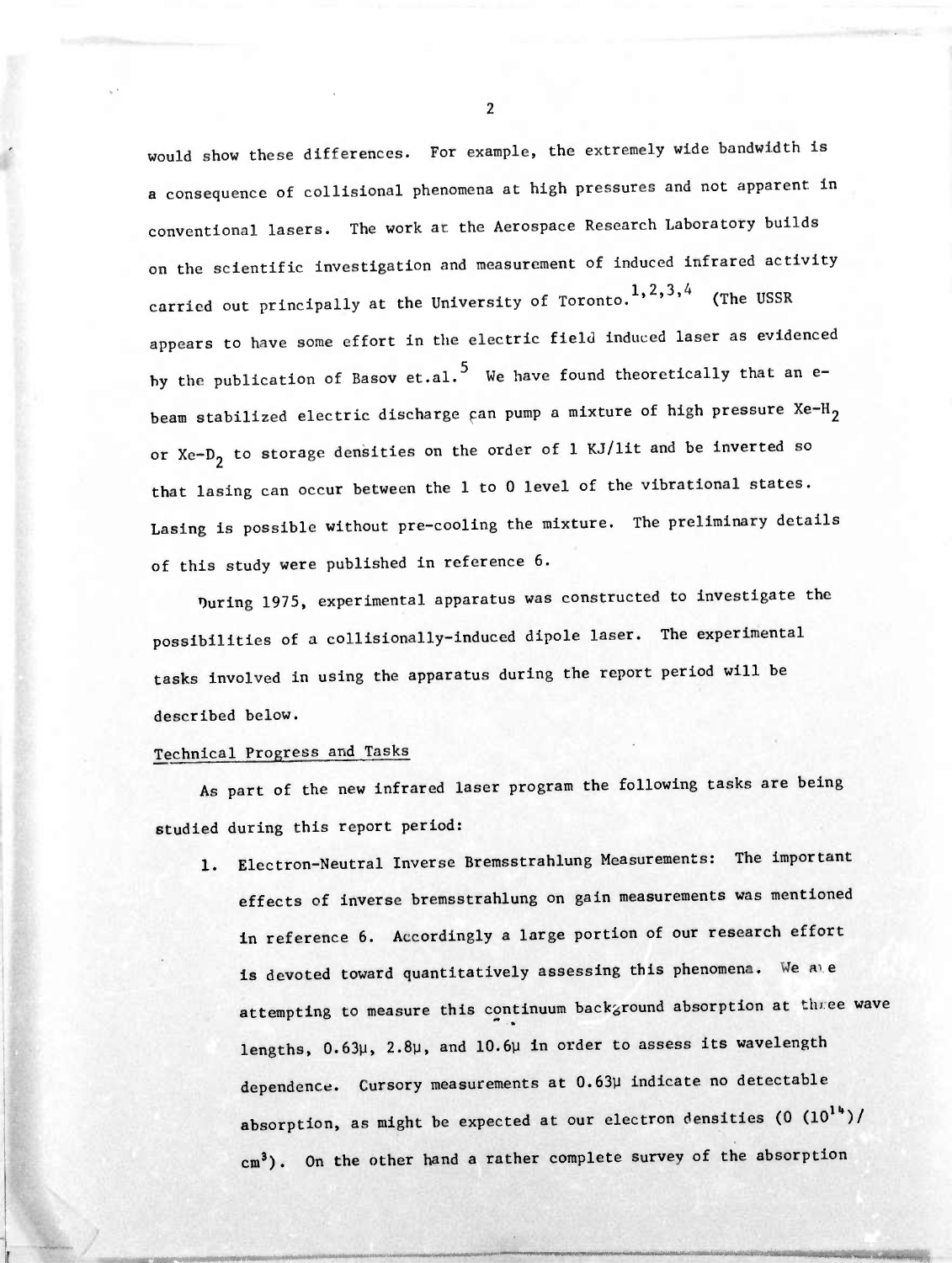would show these differences. For example, the extremely wide bandwidth is a consequence of collisional phenomena at high pressures and not apparent in conventional lasers. The work at the Aerospace Research Laboratory builds on the scientific investigation and measurement of induced infrared activity carried out principally at the University of Toronto.[1,2,3,4] (The USSR appears to have some effort in the electric field induced laser as evidenced by the publication of Basov et.al.[5] We have found theoretically that an e-beam stabilized electric discharge can pump a mixture of high pressure Xe-$H_2$ or Xe-$D_2$ to storage densities on the order of 1 KJ/lit and be inverted so that lasing can occur between the 1 to 0 level of the vibrational states. Lasing is possible without pre-cooling the mixture. The preliminary details of this study were published in reference 6.

During 1975, experimental apparatus was constructed to investigate the possibilities of a collisionally-induced dipole laser. The experimental tasks involved in using the apparatus during the report period will be described below.

## Technical Progress and Tasks

As part of the new infrared laser program the following tasks are being studied during this report period:

1. Electron-Neutral Inverse Bremsstrahlung Measurements: The important effects of inverse bremsstrahlung on gain measurements was mentioned in reference 6. Accordingly a large portion of our research effort is devoted toward quantitatively assessing this phenomena. We are attempting to measure this continuum background absorption at three wave lengths, 0.63μ, 2.8μ, and 10.6μ in order to assess its wavelength dependence. Cursory measurements at 0.63μ indicate no detectable absorption, as might be expected at our electron densities ($0(10^{14})/cm^3$). On the other hand a rather complete survey of the absorption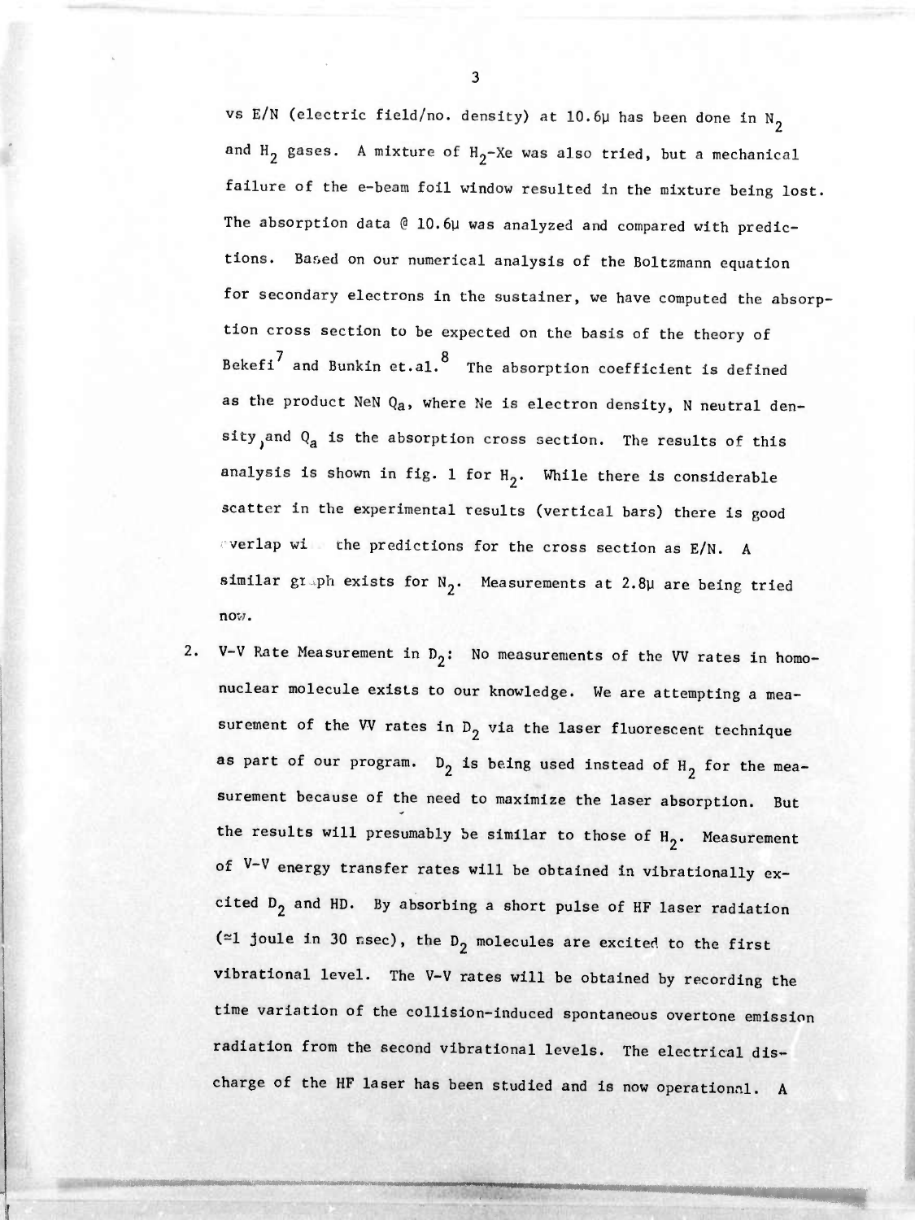vs E/N (electric field/no. density) at 10.6μ has been done in $N_2$ and $H_2$ gases. A mixture of $H_2$-Xe was also tried, but a mechanical failure of the e-beam foil window resulted in the mixture being lost. The absorption data @ 10.6μ was analyzed and compared with predictions. Based on our numerical analysis of the Boltzmann equation for secondary electrons in the sustainer, we have computed the absorption cross section to be expected on the basis of the theory of Bekefi[7] and Bunkin et.al.[8] The absorption coefficient is defined as the product NeN Qa, where Ne is electron density, N neutral density, and $Q_a$ is the absorption cross section. The results of this analysis is shown in fig. 1 for $H_2$. While there is considerable scatter in the experimental results (vertical bars) there is good overlap with the predictions for the cross section as E/N. A similar graph exists for $N_2$. Measurements at 2.8μ are being tried now.

2. V-V Rate Measurement in $D_2$: No measurements of the VV rates in homonuclear molecule exists to our knowledge. We are attempting a measurement of the VV rates in $D_2$ via the laser fluorescent technique as part of our program. $D_2$ is being used instead of $H_2$ for the measurement because of the need to maximize the laser absorption. But the results will presumably be similar to those of $H_2$. Measurement of V-V energy transfer rates will be obtained in vibrationally excited $D_2$ and HD. By absorbing a short pulse of HF laser radiation (≈1 joule in 30 nsec), the $D_2$ molecules are excited to the first vibrational level. The V-V rates will be obtained by recording the time variation of the collision-induced spontaneous overtone emission radiation from the second vibrational levels. The electrical discharge of the HF laser has been studied and is now operational. A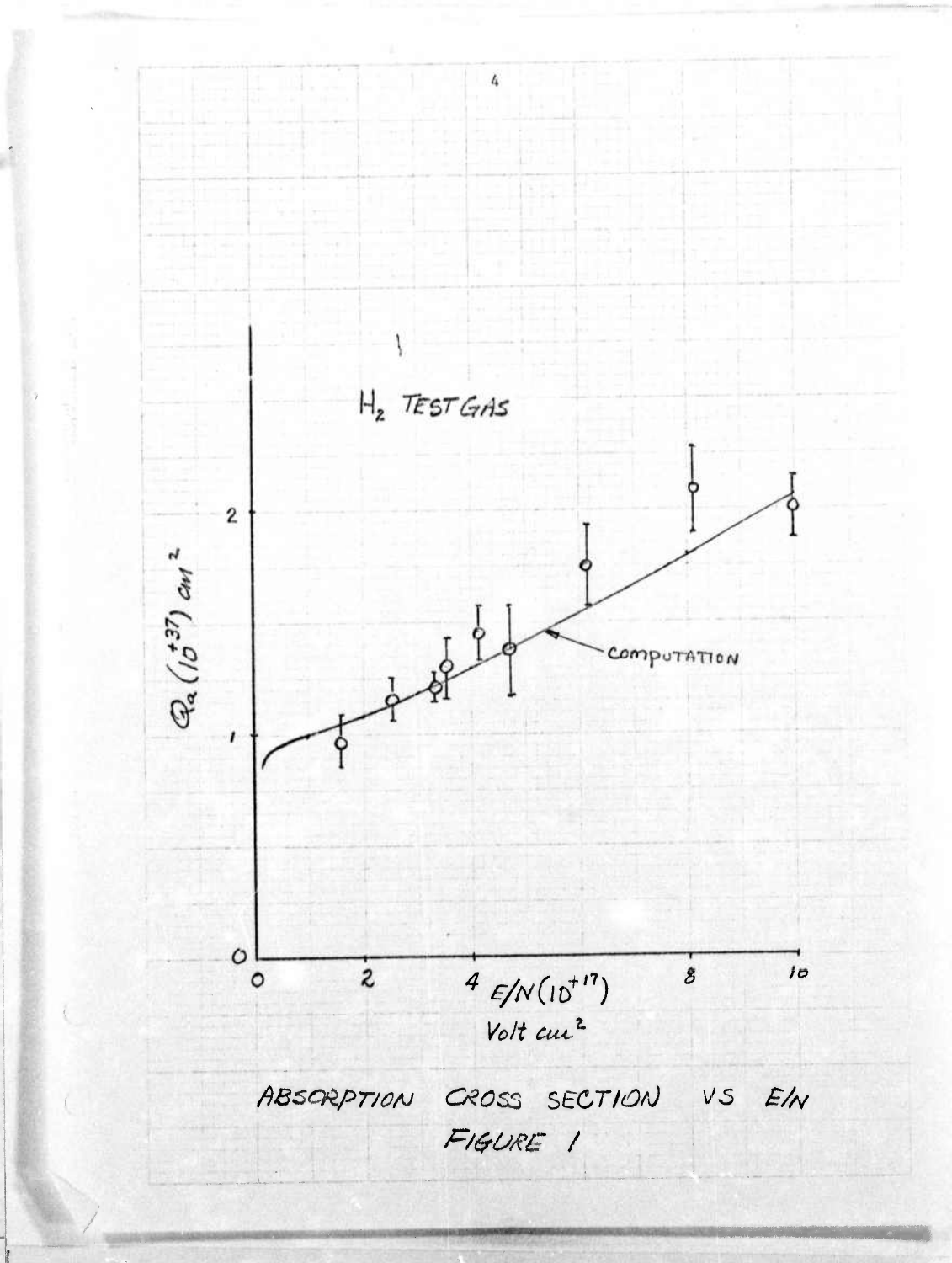H₂ TEST GAS

$Q_a\,(10^{+37})\ cm^2$

COMPUTATION

$E/N\,(10^{+17})$ Volt $cm^2$

ABSORPTION CROSS SECTION VS E/N

FIGURE 1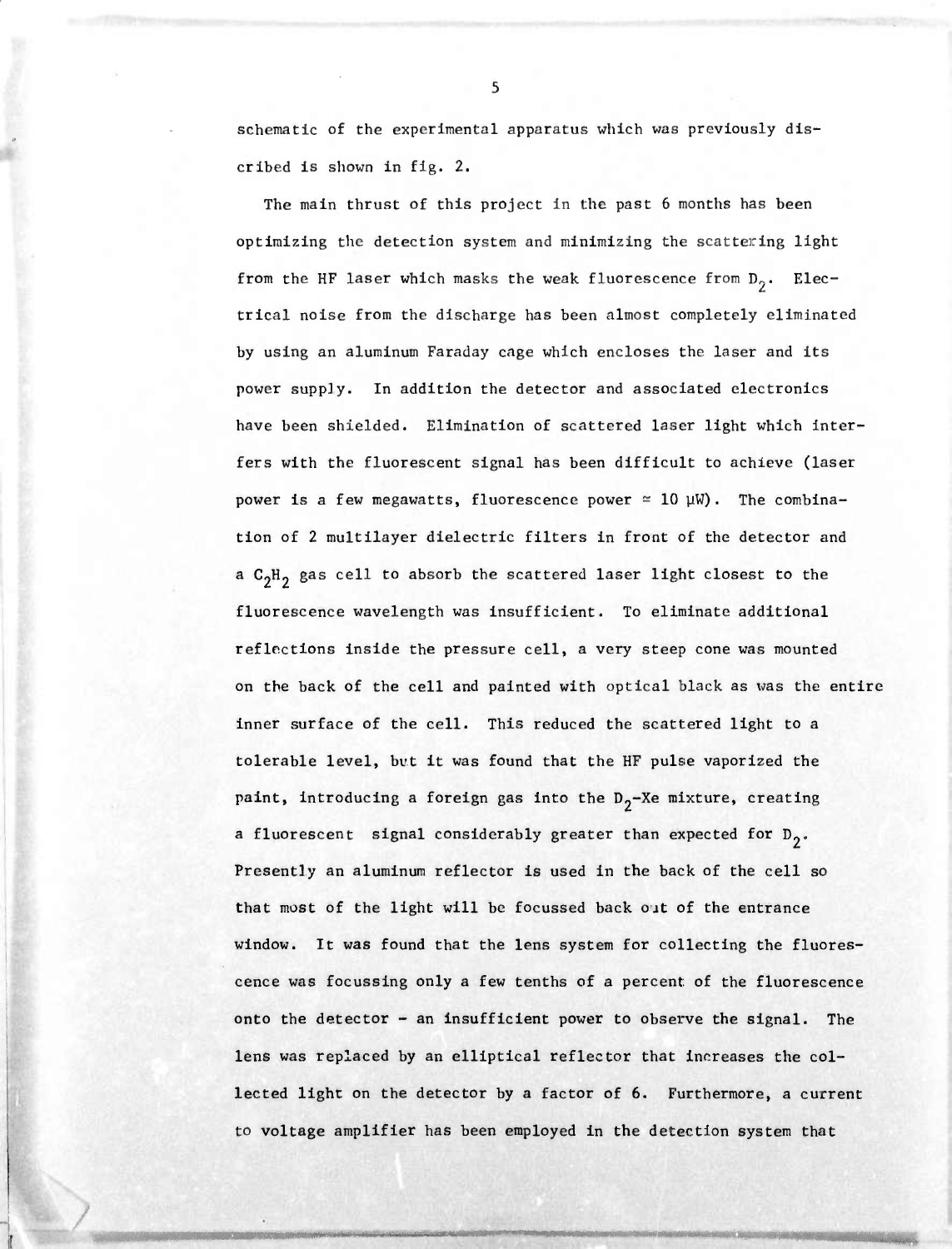schematic of the experimental apparatus which was previously discribed is shown in fig. 2.

The main thrust of this project in the past 6 months has been optimizing the detection system and minimizing the scattering light from the HF laser which masks the weak fluorescence from $D_2$. Electrical noise from the discharge has been almost completely eliminated by using an aluminum Faraday cage which encloses the laser and its power supply. In addition the detector and associated electronics have been shielded. Elimination of scattered laser light which interfers with the fluorescent signal has been difficult to achieve (laser power is a few megawatts, fluorescence power $\simeq$ 10 μW). The combination of 2 multilayer dielectric filters in front of the detector and a $C_2H_2$ gas cell to absorb the scattered laser light closest to the fluorescence wavelength was insufficient. To eliminate additional reflections inside the pressure cell, a very steep cone was mounted on the back of the cell and painted with optical black as was the entire inner surface of the cell. This reduced the scattered light to a tolerable level, but it was found that the HF pulse vaporized the paint, introducing a foreign gas into the $D_2$-Xe mixture, creating a fluorescent signal considerably greater than expected for $D_2$. Presently an aluminum reflector is used in the back of the cell so that most of the light will be focussed back out of the entrance window. It was found that the lens system for collecting the fluorescence was focussing only a few tenths of a percent of the fluorescence onto the detector - an insufficient power to observe the signal. The lens was replaced by an elliptical reflector that increases the collected light on the detector by a factor of 6. Furthermore, a current to voltage amplifier has been employed in the detection system that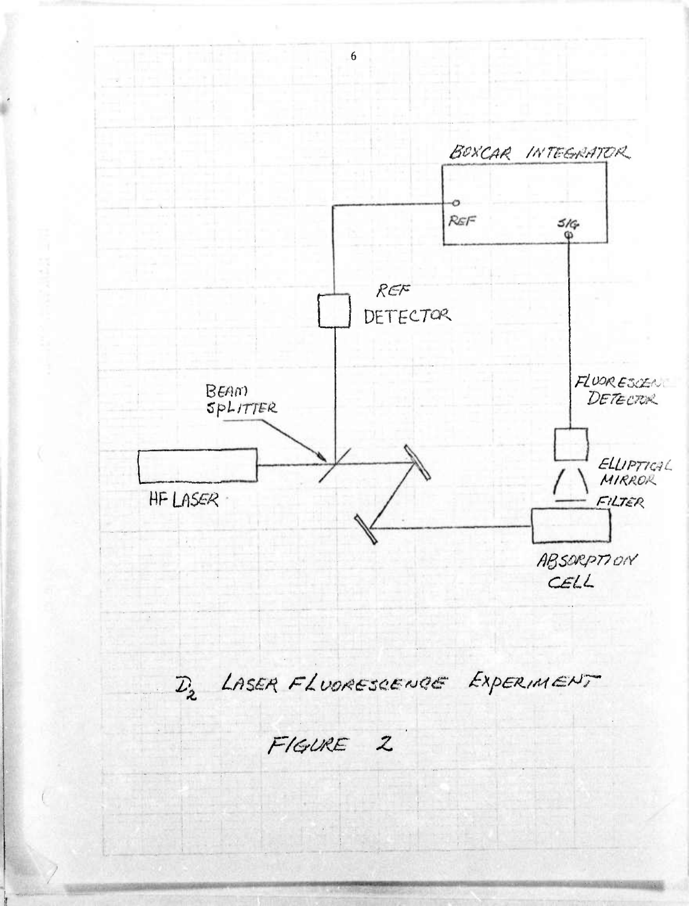BOXCAR INTEGRATOR

REF

SIG

REF DETECTOR

FLUORESCENCE DETECTOR

BEAM SPLITTER

ELLIPTICAL MIRROR

HF LASER

FILTER

ABSORPTION CELL

$D_2$ LASER FLUORESCENCE EXPERIMENT

FIGURE 2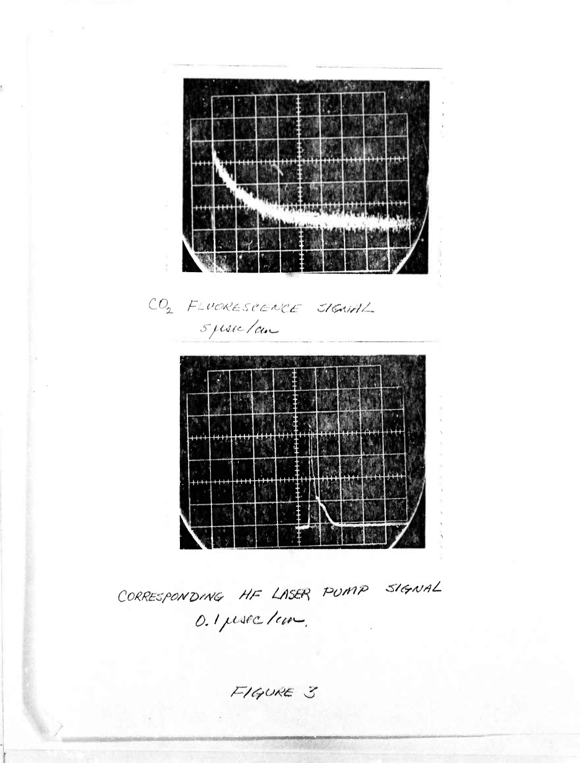$CO_2$ FLUORESCENCE SIGNAL
5 μsec/cm

CORRESPONDING HF LASER PUMP SIGNAL
0.1 μsec/cm.

FIGURE 3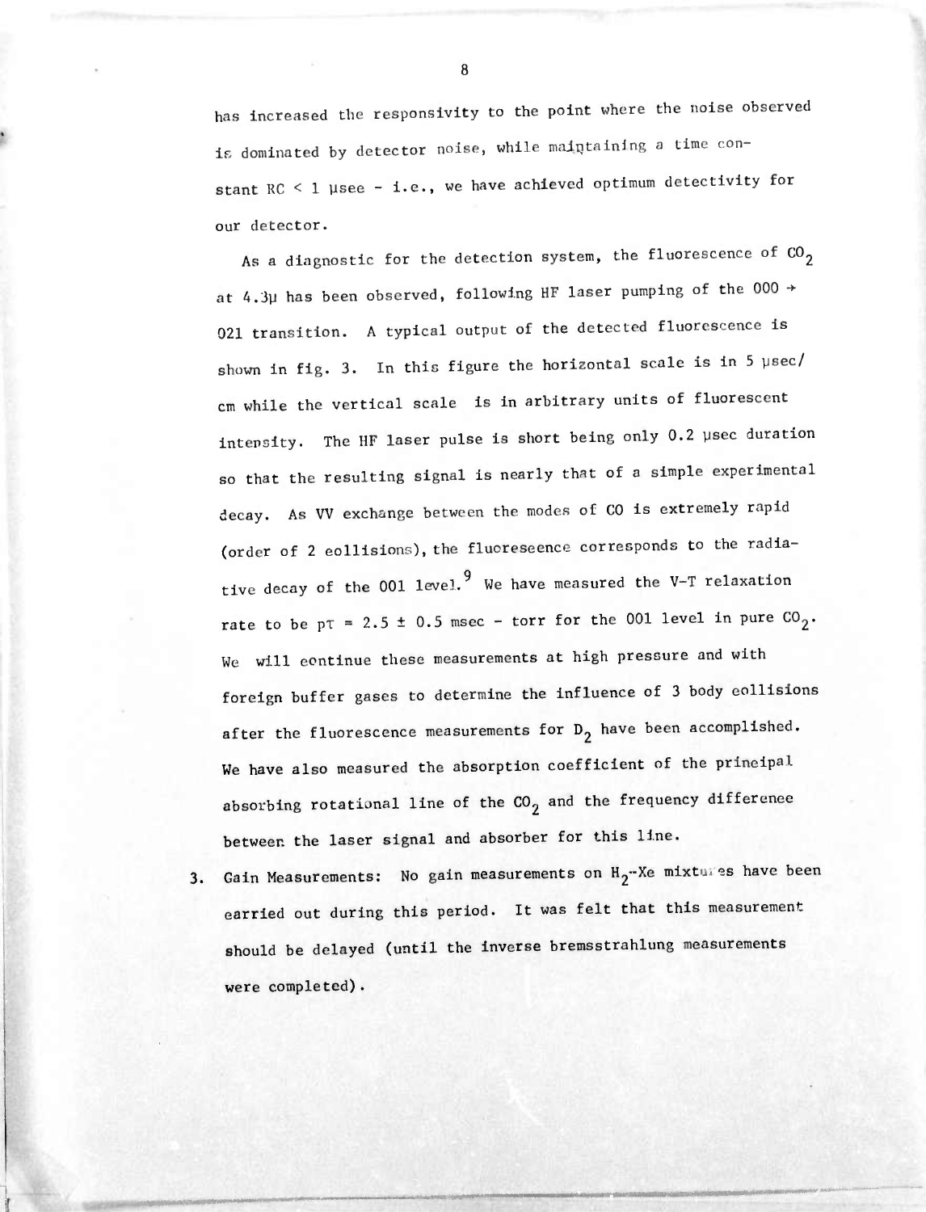has increased the responsivity to the point where the noise observed is dominated by detector noise, while maintaining a time constant RC < 1 μsec - i.e., we have achieved optimum detectivity for our detector.

As a diagnostic for the detection system, the fluorescence of $CO_2$ at 4.3μ has been observed, following HF laser pumping of the 000 → 021 transition. A typical output of the detected fluorescence is shown in fig. 3. In this figure the horizontal scale is in 5 μsec/cm while the vertical scale is in arbitrary units of fluorescent intensity. The HF laser pulse is short being only 0.2 μsec duration so that the resulting signal is nearly that of a simple experimental decay. As VV exchange between the modes of CO is extremely rapid (order of 2 collisions), the fluorescence corresponds to the radiative decay of the 001 level.[9] We have measured the V-T relaxation rate to be $p\tau = 2.5 \pm 0.5$ msec - torr for the 001 level in pure $CO_2$. We will continue these measurements at high pressure and with foreign buffer gases to determine the influence of 3 body collisions after the fluorescence measurements for $D_2$ have been accomplished. We have also measured the absorption coefficient of the principal absorbing rotational line of the $CO_2$ and the frequency difference between the laser signal and absorber for this line.

3. Gain Measurements: No gain measurements on $H_2$-Xe mixtures have been carried out during this period. It was felt that this measurement should be delayed (until the inverse bremsstrahlung measurements were completed).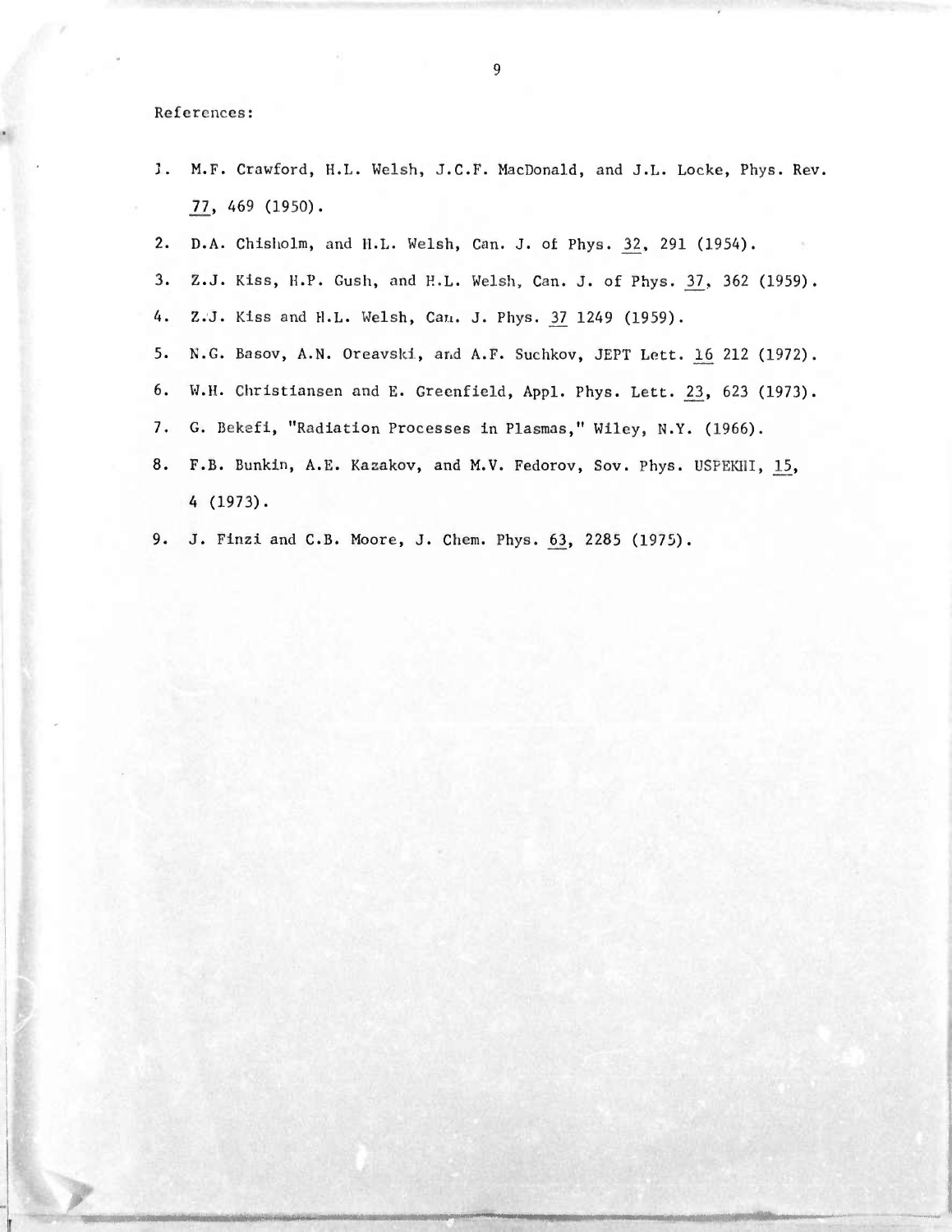References:

1. M.F. Crawford, H.L. Welsh, J.C.F. MacDonald, and J.L. Locke, Phys. Rev. 77, 469 (1950).
2. D.A. Chisholm, and H.L. Welsh, Can. J. of Phys. 32, 291 (1954).
3. Z.J. Kiss, H.P. Gush, and H.L. Welsh, Can. J. of Phys. 37, 362 (1959).
4. Z.J. Kiss and H.L. Welsh, Can. J. Phys. 37 1249 (1959).
5. N.G. Basov, A.N. Oreavski, and A.F. Suchkov, JEPT Lett. 16 212 (1972).
6. W.H. Christiansen and E. Greenfield, Appl. Phys. Lett. 23, 623 (1973).
7. G. Bekefi, "Radiation Processes in Plasmas," Wiley, N.Y. (1966).
8. F.B. Bunkin, A.E. Kazakov, and M.V. Fedorov, Sov. Phys. USPEKHI, 15, 4 (1973).
9. J. Finzi and C.B. Moore, J. Chem. Phys. 63, 2285 (1975).